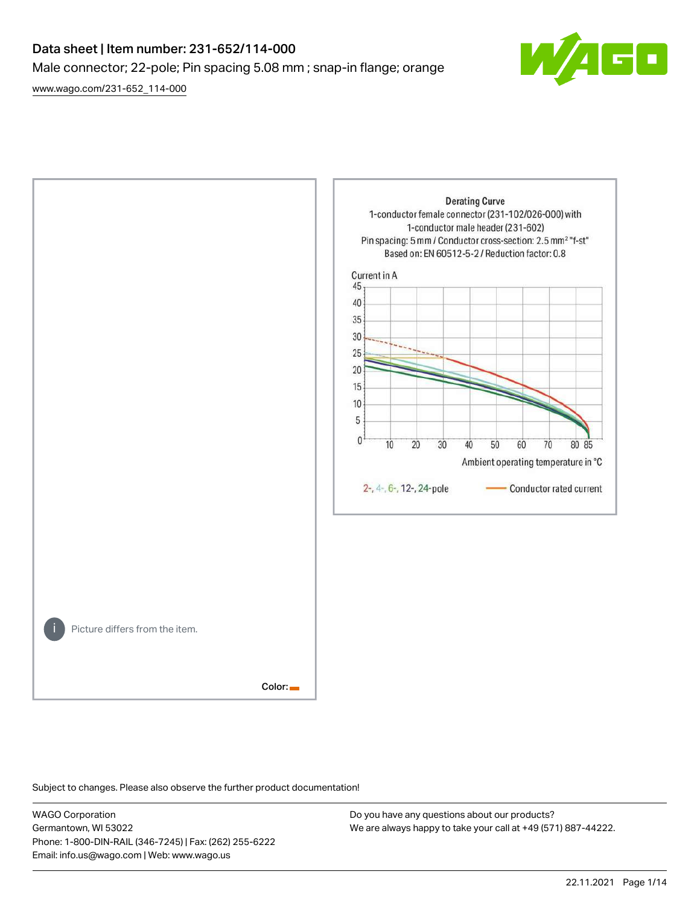# Data sheet | Item number: 231-652/114-000

Male connector; 22-pole; Pin spacing 5.08 mm ; snap-in flange; orange

www.wago.com/231-652_114-000

Derating Curve

1-conductor female connector (231-102/026-000) with 1-conductor male header (231-602)

Pin spacing: 5 mm / Conductor cross-section: 2.5 mm² "f-st"

Based on: EN 60512-5-2 / Reduction factor: 0.8

Current in A

Ambient operating temperature in °C

2-, 4-, 6-, 12-, 24-pole — Conductor rated current

Picture differs from the item.

Color:

Subject to changes. Please also observe the further product documentation!

WAGO Corporation
Germantown, WI 53022
Phone: 1-800-DIN-RAIL (346-7245) | Fax: (262) 255-6222
Email: info.us@wago.com | Web: www.wago.us

Do you have any questions about our products?
We are always happy to take your call at +49 (571) 887-44222.

22.11.2021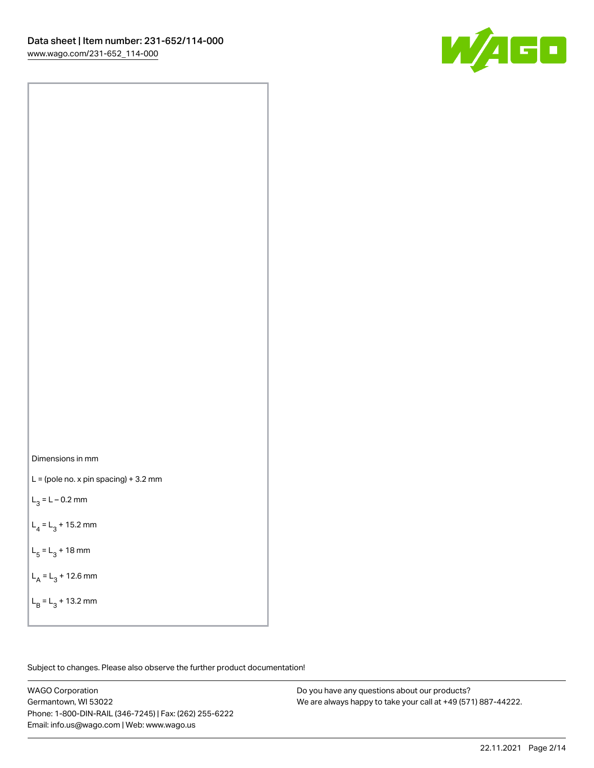Dimensions in mm

$L$ = (pole no. x pin spacing) + 3.2 mm

$L_3 = L - 0.2$ mm

$L_4 = L_3 + 15.2$ mm

$L_5 = L_3 + 18$ mm

$L_A = L_3 + 12.6$ mm

$L_B = L_3 + 13.2$ mm

Subject to changes. Please also observe the further product documentation!

WAGO Corporation
Germantown, WI 53022
Phone: 1-800-DIN-RAIL (346-7245) | Fax: (262) 255-6222
Email: info.us@wago.com | Web: www.wago.us

Do you have any questions about our products?
We are always happy to take your call at +49 (571) 887-44222.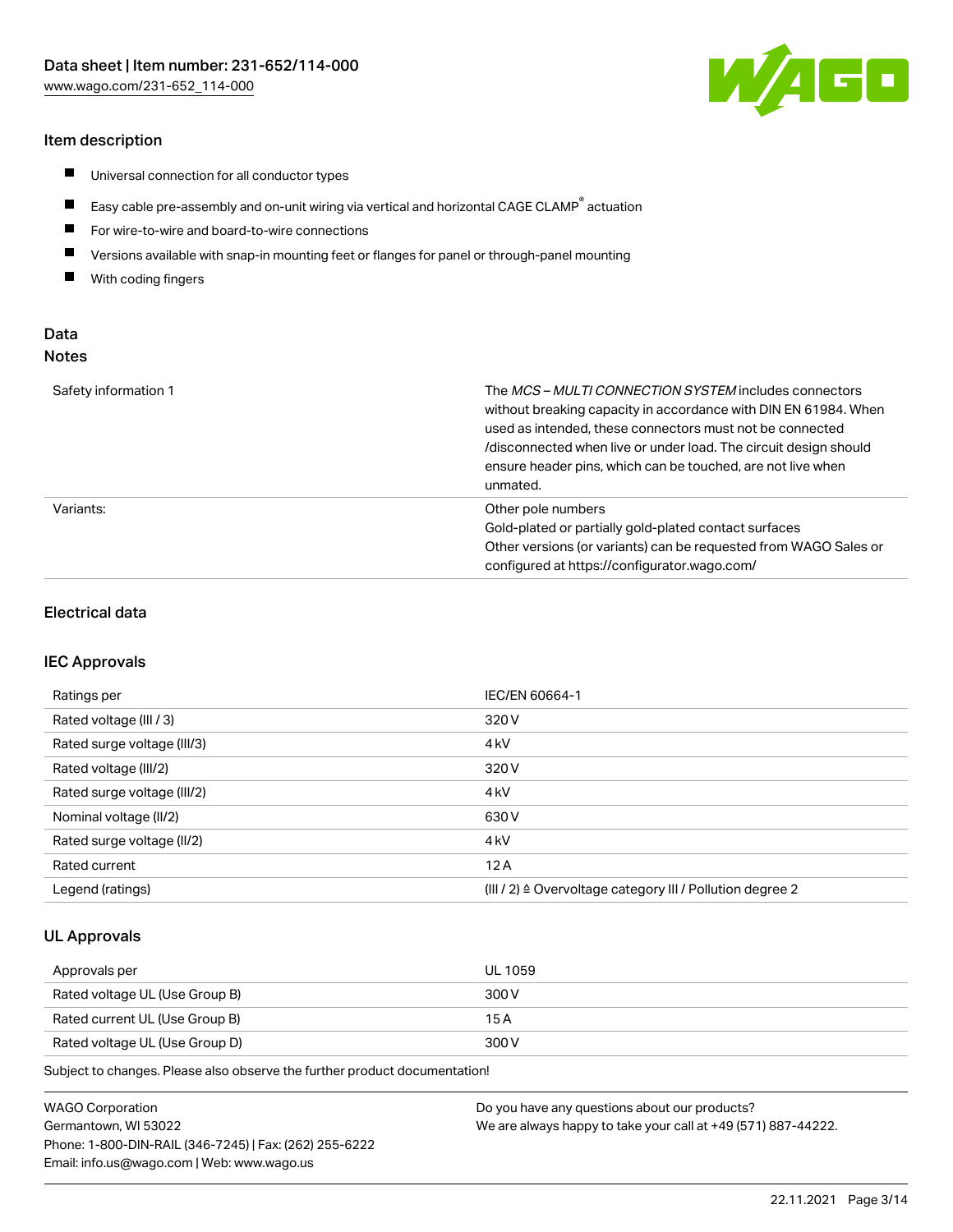## Item description

- Universal connection for all conductor types
- Easy cable pre-assembly and on-unit wiring via vertical and horizontal CAGE CLAMP® actuation
- For wire-to-wire and board-to-wire connections
- Versions available with snap-in mounting feet or flanges for panel or through-panel mounting
- With coding fingers

## Data

### Notes

| | |
|---|---|
| Safety information 1 | The *MCS – MULTI CONNECTION SYSTEM* includes connectors without breaking capacity in accordance with DIN EN 61984. When used as intended, these connectors must not be connected /disconnected when live or under load. The circuit design should ensure header pins, which can be touched, are not live when unmated. |
| Variants: | Other pole numbers<br>Gold-plated or partially gold-plated contact surfaces<br>Other versions (or variants) can be requested from WAGO Sales or configured at https://configurator.wago.com/ |

## Electrical data

### IEC Approvals

| | |
|---|---|
| Ratings per | IEC/EN 60664-1 |
| Rated voltage (III / 3) | 320 V |
| Rated surge voltage (III/3) | 4 kV |
| Rated voltage (III/2) | 320 V |
| Rated surge voltage (III/2) | 4 kV |
| Nominal voltage (II/2) | 630 V |
| Rated surge voltage (II/2) | 4 kV |
| Rated current | 12 A |
| Legend (ratings) | (III / 2) ≙ Overvoltage category III / Pollution degree 2 |

### UL Approvals

| | |
|---|---|
| Approvals per | UL 1059 |
| Rated voltage UL (Use Group B) | 300 V |
| Rated current UL (Use Group B) | 15 A |
| Rated voltage UL (Use Group D) | 300 V |

Subject to changes. Please also observe the further product documentation!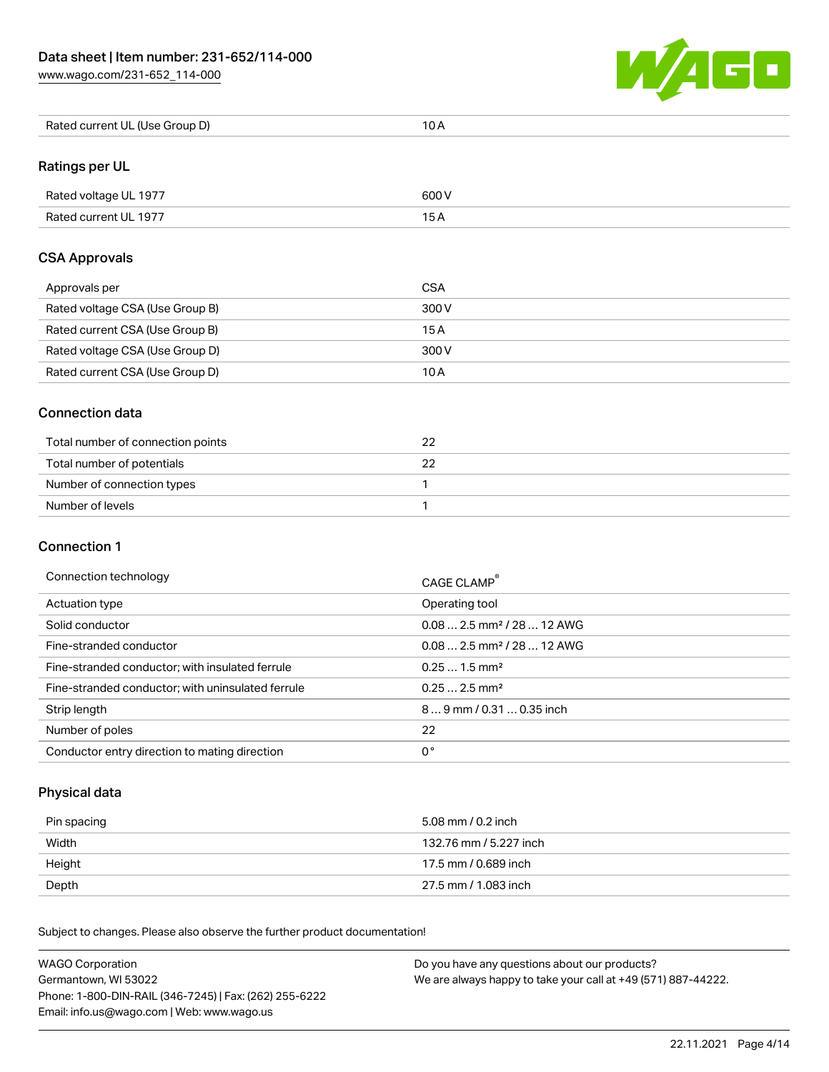| Rated current UL (Use Group D) | 10 A |
| --- | --- |

## Ratings per UL

| Rated voltage UL 1977 | 600 V |
| --- | --- |
| Rated current UL 1977 | 15 A |

## CSA Approvals

| Approvals per | CSA |
| --- | --- |
| Rated voltage CSA (Use Group B) | 300 V |
| Rated current CSA (Use Group B) | 15 A |
| Rated voltage CSA (Use Group D) | 300 V |
| Rated current CSA (Use Group D) | 10 A |

## Connection data

| Total number of connection points | 22 |
| --- | --- |
| Total number of potentials | 22 |
| Number of connection types | 1 |
| Number of levels | 1 |

## Connection 1

| Connection technology | CAGE CLAMP® |
| --- | --- |
| Actuation type | Operating tool |
| Solid conductor | 0.08 … 2.5 mm² / 28 … 12 AWG |
| Fine-stranded conductor | 0.08 … 2.5 mm² / 28 … 12 AWG |
| Fine-stranded conductor; with insulated ferrule | 0.25 … 1.5 mm² |
| Fine-stranded conductor; with uninsulated ferrule | 0.25 … 2.5 mm² |
| Strip length | 8 … 9 mm / 0.31 … 0.35 inch |
| Number of poles | 22 |
| Conductor entry direction to mating direction | 0 ° |

## Physical data

| Pin spacing | 5.08 mm / 0.2 inch |
| --- | --- |
| Width | 132.76 mm / 5.227 inch |
| Height | 17.5 mm / 0.689 inch |
| Depth | 27.5 mm / 1.083 inch |

Subject to changes. Please also observe the further product documentation!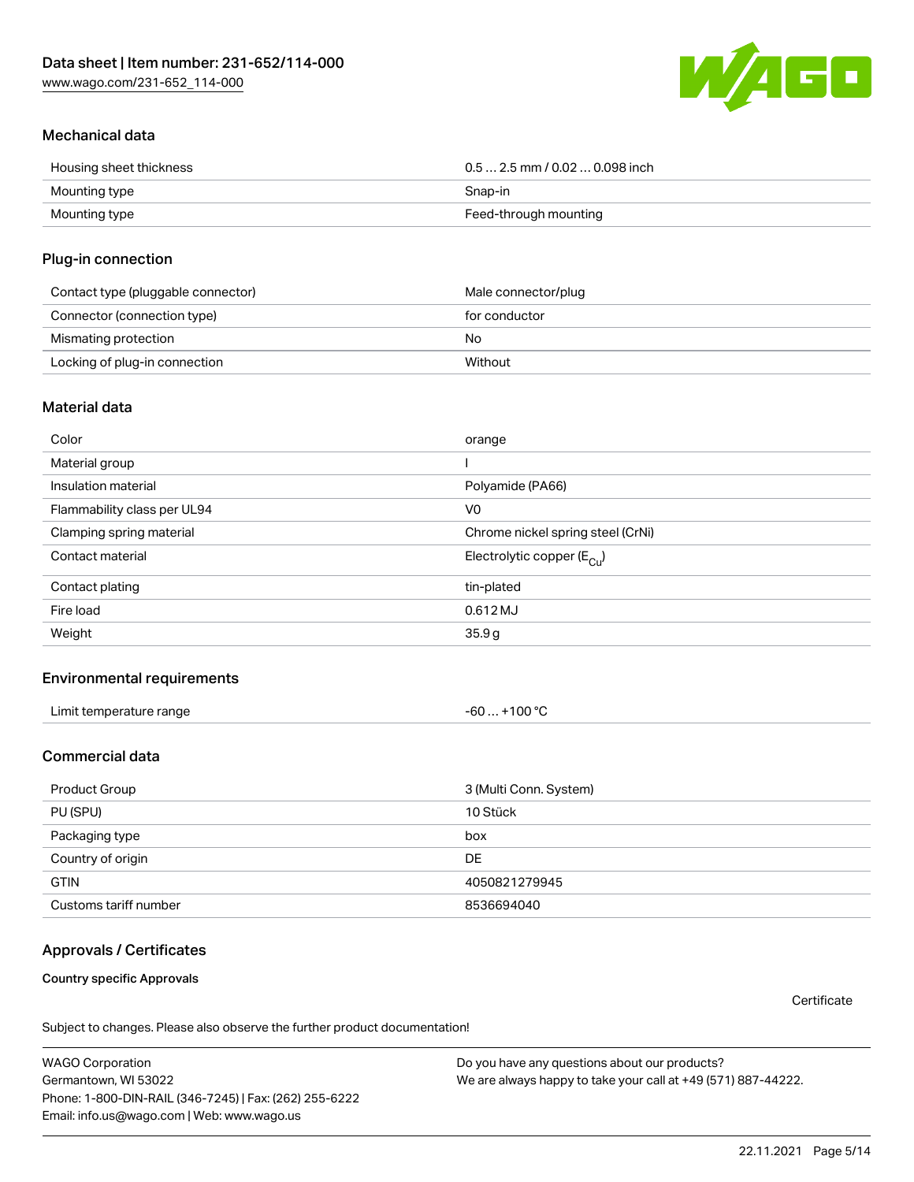## Mechanical data

| | |
|---|---|
| Housing sheet thickness | 0.5 … 2.5 mm / 0.02 … 0.098 inch |
| Mounting type | Snap-in |
| Mounting type | Feed-through mounting |

## Plug-in connection

| | |
|---|---|
| Contact type (pluggable connector) | Male connector/plug |
| Connector (connection type) | for conductor |
| Mismating protection | No |
| Locking of plug-in connection | Without |

## Material data

| | |
|---|---|
| Color | orange |
| Material group | I |
| Insulation material | Polyamide (PA66) |
| Flammability class per UL94 | V0 |
| Clamping spring material | Chrome nickel spring steel (CrNi) |
| Contact material | Electrolytic copper ($E_{Cu}$) |
| Contact plating | tin-plated |
| Fire load | 0.612 MJ |
| Weight | 35.9 g |

## Environmental requirements

| | |
|---|---|
| Limit temperature range | -60 … +100 °C |

## Commercial data

| | |
|---|---|
| Product Group | 3 (Multi Conn. System) |
| PU (SPU) | 10 Stück |
| Packaging type | box |
| Country of origin | DE |
| GTIN | 4050821279945 |
| Customs tariff number | 8536694040 |

## Approvals / Certificates

**Country specific Approvals**

Certificate

Subject to changes. Please also observe the further product documentation!

WAGO Corporation
Germantown, WI 53022
Phone: 1-800-DIN-RAIL (346-7245) | Fax: (262) 255-6222
Email: info.us@wago.com | Web: www.wago.us

Do you have any questions about our products?
We are always happy to take your call at +49 (571) 887-44222.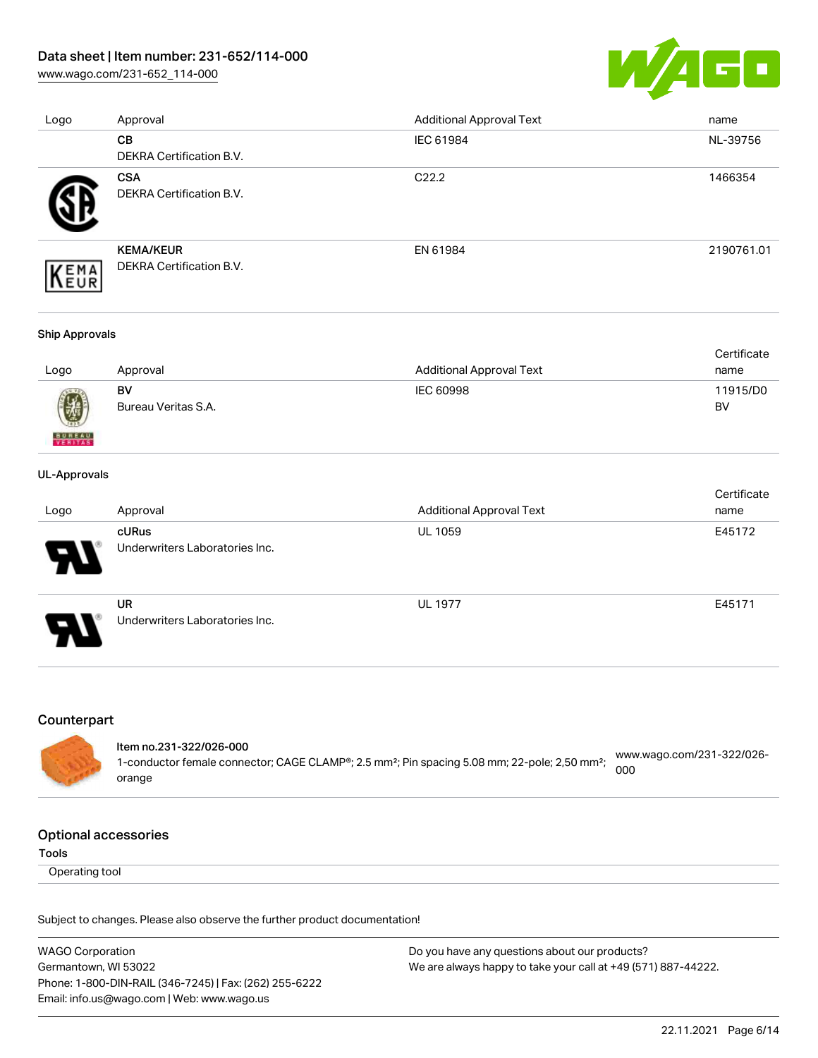| Logo | Approval | Additional Approval Text | name |
| --- | --- | --- | --- |
| | **CB**<br>DEKRA Certification B.V. | IEC 61984 | NL-39756 |
| | **CSA**<br>DEKRA Certification B.V. | C22.2 | 1466354 |
| | **KEMA/KEUR**<br>DEKRA Certification B.V. | EN 61984 | 2190761.01 |

**Ship Approvals**

| Logo | Approval | Additional Approval Text | Certificate name |
| --- | --- | --- | --- |
| | **BV**<br>Bureau Veritas S.A. | IEC 60998 | 11915/D0 BV |

**UL-Approvals**

| Logo | Approval | Additional Approval Text | Certificate name |
| --- | --- | --- | --- |
| | **cURus**<br>Underwriters Laboratories Inc. | UL 1059 | E45172 |
| | **UR**<br>Underwriters Laboratories Inc. | UL 1977 | E45171 |

## Counterpart

**Item no.231-322/026-000**
1-conductor female connector; CAGE CLAMP®; 2.5 mm²; Pin spacing 5.08 mm; 22-pole; 2,50 mm²; orange
www.wago.com/231-322/026-000

## Optional accessories

**Tools**

Operating tool

Subject to changes. Please also observe the further product documentation!

WAGO Corporation
Germantown, WI 53022
Phone: 1-800-DIN-RAIL (346-7245) | Fax: (262) 255-6222
Email: info.us@wago.com | Web: www.wago.us

Do you have any questions about our products?
We are always happy to take your call at +49 (571) 887-44222.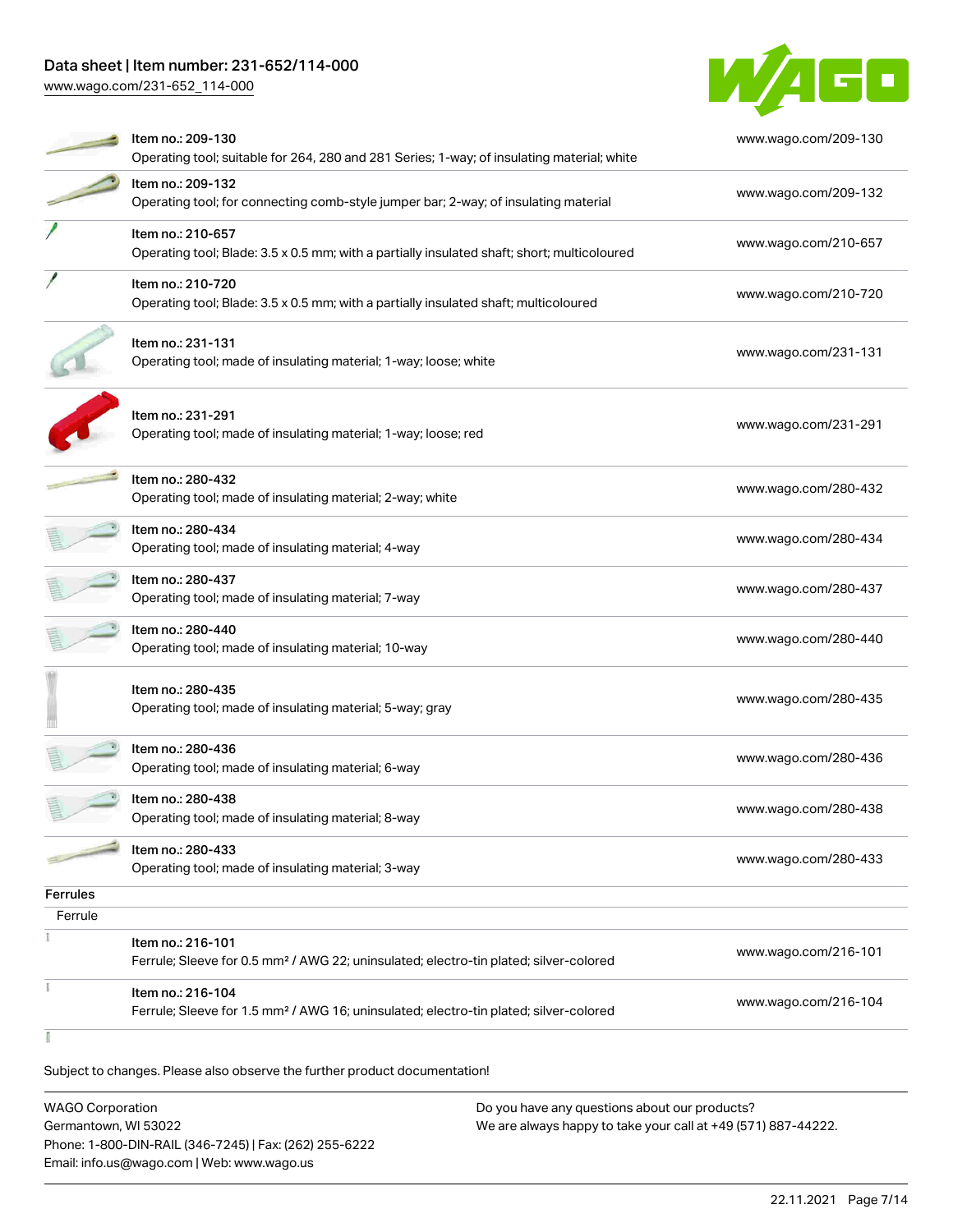| | | |
|---|---|---|
| | Item no.: 209-130<br>Operating tool; suitable for 264, 280 and 281 Series; 1-way; of insulating material; white | www.wago.com/209-130 |
| | Item no.: 209-132<br>Operating tool; for connecting comb-style jumper bar; 2-way; of insulating material | www.wago.com/209-132 |
| | Item no.: 210-657<br>Operating tool; Blade: 3.5 x 0.5 mm; with a partially insulated shaft; short; multicoloured | www.wago.com/210-657 |
| | Item no.: 210-720<br>Operating tool; Blade: 3.5 x 0.5 mm; with a partially insulated shaft; multicoloured | www.wago.com/210-720 |
| | Item no.: 231-131<br>Operating tool; made of insulating material; 1-way; loose; white | www.wago.com/231-131 |
| | Item no.: 231-291<br>Operating tool; made of insulating material; 1-way; loose; red | www.wago.com/231-291 |
| | Item no.: 280-432<br>Operating tool; made of insulating material; 2-way; white | www.wago.com/280-432 |
| | Item no.: 280-434<br>Operating tool; made of insulating material; 4-way | www.wago.com/280-434 |
| | Item no.: 280-437<br>Operating tool; made of insulating material; 7-way | www.wago.com/280-437 |
| | Item no.: 280-440<br>Operating tool; made of insulating material; 10-way | www.wago.com/280-440 |
| | Item no.: 280-435<br>Operating tool; made of insulating material; 5-way; gray | www.wago.com/280-435 |
| | Item no.: 280-436<br>Operating tool; made of insulating material; 6-way | www.wago.com/280-436 |
| | Item no.: 280-438<br>Operating tool; made of insulating material; 8-way | www.wago.com/280-438 |
| | Item no.: 280-433<br>Operating tool; made of insulating material; 3-way | www.wago.com/280-433 |

**Ferrules**

Ferrule

| | | |
|---|---|---|
| | Item no.: 216-101<br>Ferrule; Sleeve for 0.5 mm² / AWG 22; uninsulated; electro-tin plated; silver-colored | www.wago.com/216-101 |
| | Item no.: 216-104<br>Ferrule; Sleeve for 1.5 mm² / AWG 16; uninsulated; electro-tin plated; silver-colored | www.wago.com/216-104 |

Subject to changes. Please also observe the further product documentation!

WAGO Corporation
Germantown, WI 53022
Phone: 1-800-DIN-RAIL (346-7245) | Fax: (262) 255-6222
Email: info.us@wago.com | Web: www.wago.us

Do you have any questions about our products?
We are always happy to take your call at +49 (571) 887-44222.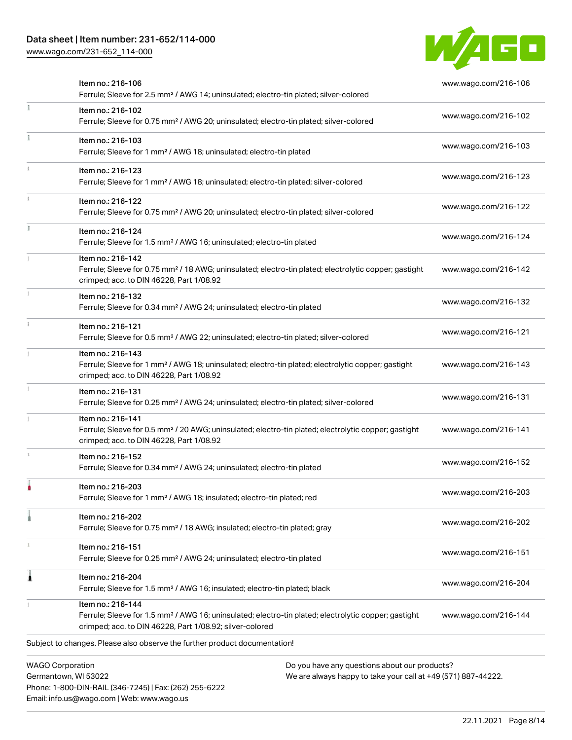| Item | Link |
| --- | --- |
| Item no.: 216-106<br>Ferrule; Sleeve for 2.5 mm² / AWG 14; uninsulated; electro-tin plated; silver-colored | www.wago.com/216-106 |
| Item no.: 216-102<br>Ferrule; Sleeve for 0.75 mm² / AWG 20; uninsulated; electro-tin plated; silver-colored | www.wago.com/216-102 |
| Item no.: 216-103<br>Ferrule; Sleeve for 1 mm² / AWG 18; uninsulated; electro-tin plated | www.wago.com/216-103 |
| Item no.: 216-123<br>Ferrule; Sleeve for 1 mm² / AWG 18; uninsulated; electro-tin plated; silver-colored | www.wago.com/216-123 |
| Item no.: 216-122<br>Ferrule; Sleeve for 0.75 mm² / AWG 20; uninsulated; electro-tin plated; silver-colored | www.wago.com/216-122 |
| Item no.: 216-124<br>Ferrule; Sleeve for 1.5 mm² / AWG 16; uninsulated; electro-tin plated | www.wago.com/216-124 |
| Item no.: 216-142<br>Ferrule; Sleeve for 0.75 mm² / 18 AWG; uninsulated; electro-tin plated; electrolytic copper; gastight crimped; acc. to DIN 46228, Part 1/08.92 | www.wago.com/216-142 |
| Item no.: 216-132<br>Ferrule; Sleeve for 0.34 mm² / AWG 24; uninsulated; electro-tin plated | www.wago.com/216-132 |
| Item no.: 216-121<br>Ferrule; Sleeve for 0.5 mm² / AWG 22; uninsulated; electro-tin plated; silver-colored | www.wago.com/216-121 |
| Item no.: 216-143<br>Ferrule; Sleeve for 1 mm² / AWG 18; uninsulated; electro-tin plated; electrolytic copper; gastight crimped; acc. to DIN 46228, Part 1/08.92 | www.wago.com/216-143 |
| Item no.: 216-131<br>Ferrule; Sleeve for 0.25 mm² / AWG 24; uninsulated; electro-tin plated; silver-colored | www.wago.com/216-131 |
| Item no.: 216-141<br>Ferrule; Sleeve for 0.5 mm² / 20 AWG; uninsulated; electro-tin plated; electrolytic copper; gastight crimped; acc. to DIN 46228, Part 1/08.92 | www.wago.com/216-141 |
| Item no.: 216-152<br>Ferrule; Sleeve for 0.34 mm² / AWG 24; uninsulated; electro-tin plated | www.wago.com/216-152 |
| Item no.: 216-203<br>Ferrule; Sleeve for 1 mm² / AWG 18; insulated; electro-tin plated; red | www.wago.com/216-203 |
| Item no.: 216-202<br>Ferrule; Sleeve for 0.75 mm² / 18 AWG; insulated; electro-tin plated; gray | www.wago.com/216-202 |
| Item no.: 216-151<br>Ferrule; Sleeve for 0.25 mm² / AWG 24; uninsulated; electro-tin plated | www.wago.com/216-151 |
| Item no.: 216-204<br>Ferrule; Sleeve for 1.5 mm² / AWG 16; insulated; electro-tin plated; black | www.wago.com/216-204 |
| Item no.: 216-144<br>Ferrule; Sleeve for 1.5 mm² / AWG 16; uninsulated; electro-tin plated; electrolytic copper; gastight crimped; acc. to DIN 46228, Part 1/08.92; silver-colored | www.wago.com/216-144 |

Subject to changes. Please also observe the further product documentation!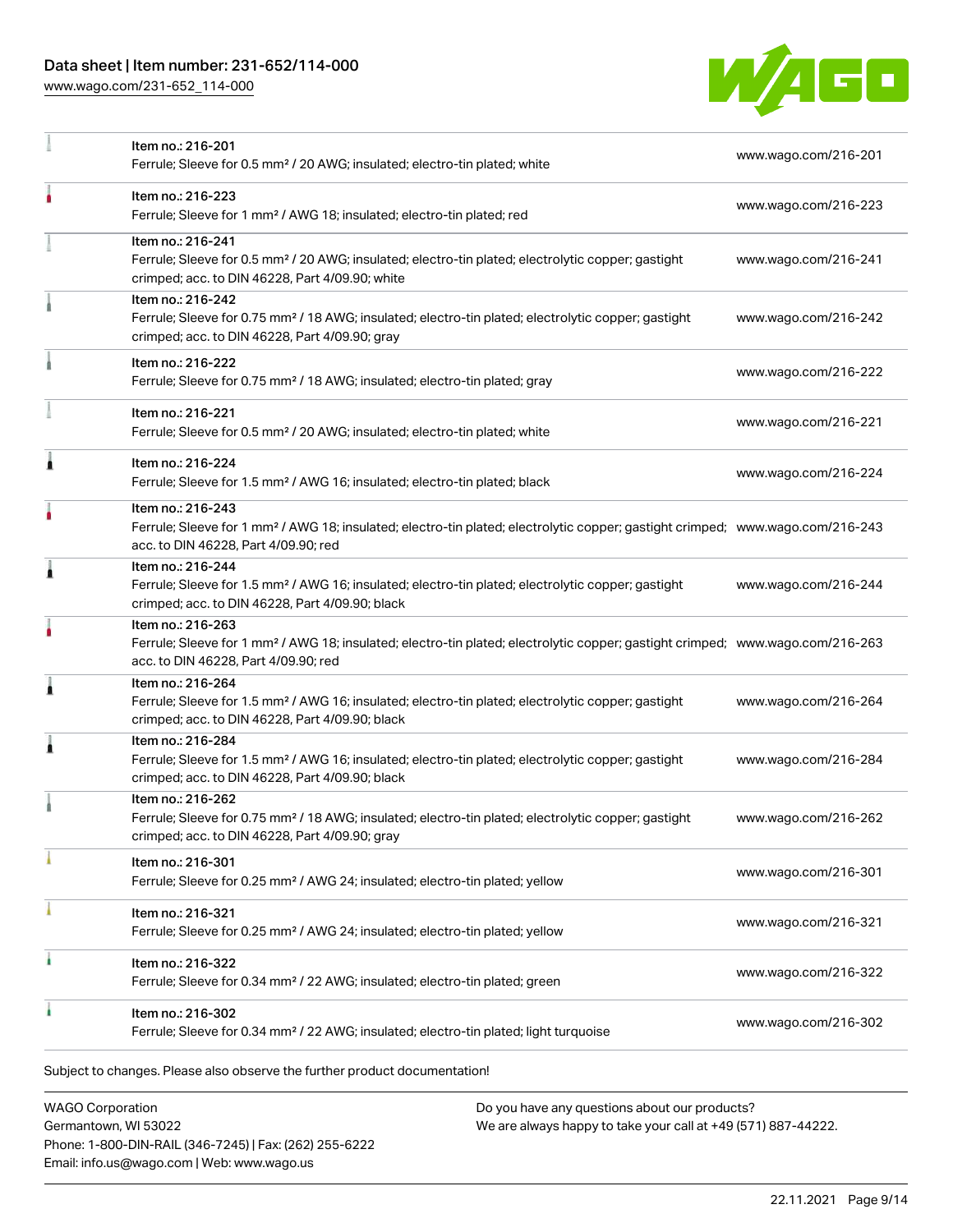| Item | Link |
| --- | --- |
| Item no.: 216-201<br>Ferrule; Sleeve for 0.5 mm² / 20 AWG; insulated; electro-tin plated; white | www.wago.com/216-201 |
| Item no.: 216-223<br>Ferrule; Sleeve for 1 mm² / AWG 18; insulated; electro-tin plated; red | www.wago.com/216-223 |
| Item no.: 216-241<br>Ferrule; Sleeve for 0.5 mm² / 20 AWG; insulated; electro-tin plated; electrolytic copper; gastight crimped; acc. to DIN 46228, Part 4/09.90; white | www.wago.com/216-241 |
| Item no.: 216-242<br>Ferrule; Sleeve for 0.75 mm² / 18 AWG; insulated; electro-tin plated; electrolytic copper; gastight crimped; acc. to DIN 46228, Part 4/09.90; gray | www.wago.com/216-242 |
| Item no.: 216-222<br>Ferrule; Sleeve for 0.75 mm² / 18 AWG; insulated; electro-tin plated; gray | www.wago.com/216-222 |
| Item no.: 216-221<br>Ferrule; Sleeve for 0.5 mm² / 20 AWG; insulated; electro-tin plated; white | www.wago.com/216-221 |
| Item no.: 216-224<br>Ferrule; Sleeve for 1.5 mm² / AWG 16; insulated; electro-tin plated; black | www.wago.com/216-224 |
| Item no.: 216-243<br>Ferrule; Sleeve for 1 mm² / AWG 18; insulated; electro-tin plated; electrolytic copper; gastight crimped; acc. to DIN 46228, Part 4/09.90; red | www.wago.com/216-243 |
| Item no.: 216-244<br>Ferrule; Sleeve for 1.5 mm² / AWG 16; insulated; electro-tin plated; electrolytic copper; gastight crimped; acc. to DIN 46228, Part 4/09.90; black | www.wago.com/216-244 |
| Item no.: 216-263<br>Ferrule; Sleeve for 1 mm² / AWG 18; insulated; electro-tin plated; electrolytic copper; gastight crimped; acc. to DIN 46228, Part 4/09.90; red | www.wago.com/216-263 |
| Item no.: 216-264<br>Ferrule; Sleeve for 1.5 mm² / AWG 16; insulated; electro-tin plated; electrolytic copper; gastight crimped; acc. to DIN 46228, Part 4/09.90; black | www.wago.com/216-264 |
| Item no.: 216-284<br>Ferrule; Sleeve for 1.5 mm² / AWG 16; insulated; electro-tin plated; electrolytic copper; gastight crimped; acc. to DIN 46228, Part 4/09.90; black | www.wago.com/216-284 |
| Item no.: 216-262<br>Ferrule; Sleeve for 0.75 mm² / 18 AWG; insulated; electro-tin plated; electrolytic copper; gastight crimped; acc. to DIN 46228, Part 4/09.90; gray | www.wago.com/216-262 |
| Item no.: 216-301<br>Ferrule; Sleeve for 0.25 mm² / AWG 24; insulated; electro-tin plated; yellow | www.wago.com/216-301 |
| Item no.: 216-321<br>Ferrule; Sleeve for 0.25 mm² / AWG 24; insulated; electro-tin plated; yellow | www.wago.com/216-321 |
| Item no.: 216-322<br>Ferrule; Sleeve for 0.34 mm² / 22 AWG; insulated; electro-tin plated; green | www.wago.com/216-322 |
| Item no.: 216-302<br>Ferrule; Sleeve for 0.34 mm² / 22 AWG; insulated; electro-tin plated; light turquoise | www.wago.com/216-302 |

Subject to changes. Please also observe the further product documentation!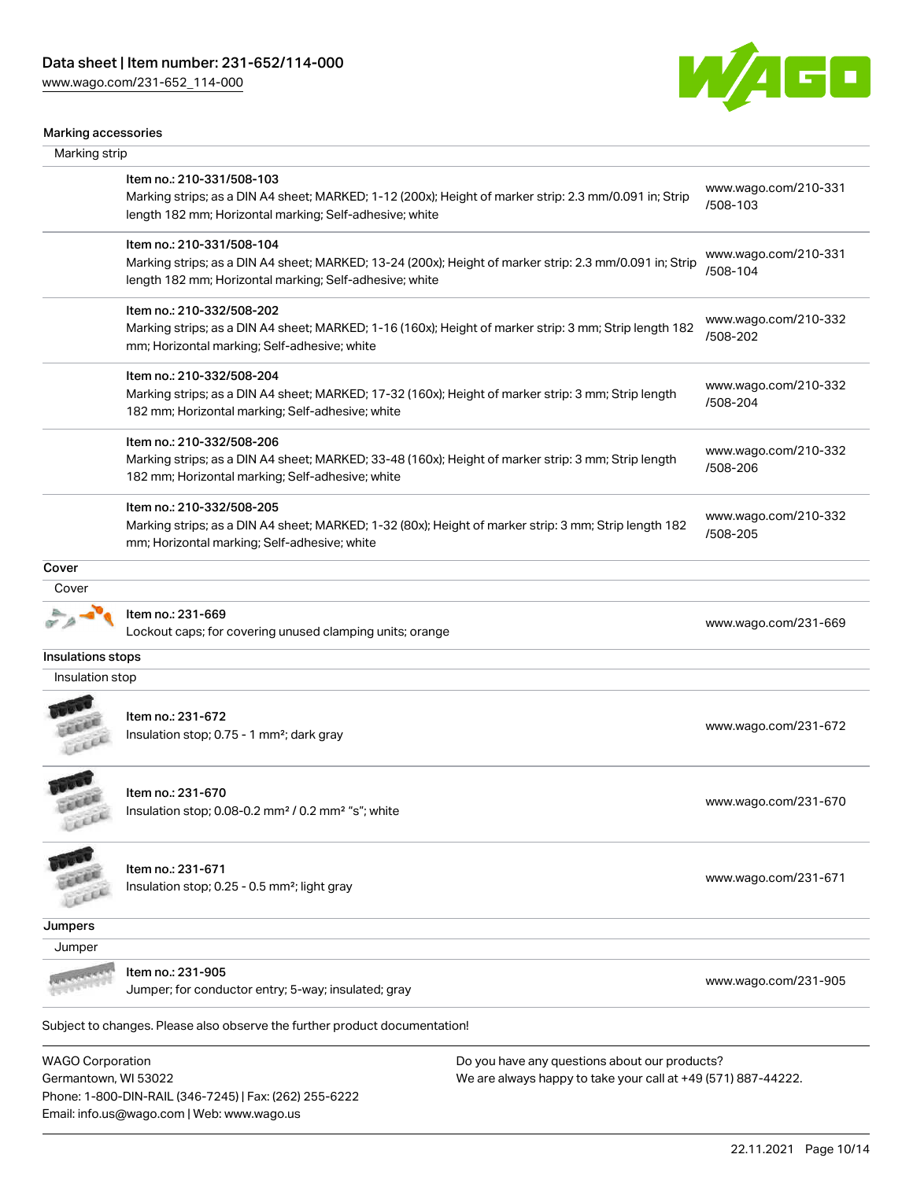Data sheet | Item number: 231-652/114-000
www.wago.com/231-652_114-000

## Marking accessories

### Marking strip

| Item | Link |
| --- | --- |
| Item no.: 210-331/508-103<br>Marking strips; as a DIN A4 sheet; MARKED; 1-12 (200x); Height of marker strip: 2.3 mm/0.091 in; Strip length 182 mm; Horizontal marking; Self-adhesive; white | www.wago.com/210-331/508-103 |
| Item no.: 210-331/508-104<br>Marking strips; as a DIN A4 sheet; MARKED; 13-24 (200x); Height of marker strip: 2.3 mm/0.091 in; Strip length 182 mm; Horizontal marking; Self-adhesive; white | www.wago.com/210-331/508-104 |
| Item no.: 210-332/508-202<br>Marking strips; as a DIN A4 sheet; MARKED; 1-16 (160x); Height of marker strip: 3 mm; Strip length 182 mm; Horizontal marking; Self-adhesive; white | www.wago.com/210-332/508-202 |
| Item no.: 210-332/508-204<br>Marking strips; as a DIN A4 sheet; MARKED; 17-32 (160x); Height of marker strip: 3 mm; Strip length 182 mm; Horizontal marking; Self-adhesive; white | www.wago.com/210-332/508-204 |
| Item no.: 210-332/508-206<br>Marking strips; as a DIN A4 sheet; MARKED; 33-48 (160x); Height of marker strip: 3 mm; Strip length 182 mm; Horizontal marking; Self-adhesive; white | www.wago.com/210-332/508-206 |
| Item no.: 210-332/508-205<br>Marking strips; as a DIN A4 sheet; MARKED; 1-32 (80x); Height of marker strip: 3 mm; Strip length 182 mm; Horizontal marking; Self-adhesive; white | www.wago.com/210-332/508-205 |

## Cover

### Cover

| Item | Link |
| --- | --- |
| Item no.: 231-669<br>Lockout caps; for covering unused clamping units; orange | www.wago.com/231-669 |

## Insulations stops

### Insulation stop

| Item | Link |
| --- | --- |
| Item no.: 231-672<br>Insulation stop; 0.75 - 1 mm²; dark gray | www.wago.com/231-672 |
| Item no.: 231-670<br>Insulation stop; 0.08-0.2 mm² / 0.2 mm² "s"; white | www.wago.com/231-670 |
| Item no.: 231-671<br>Insulation stop; 0.25 - 0.5 mm²; light gray | www.wago.com/231-671 |

## Jumpers

### Jumper

| Item | Link |
| --- | --- |
| Item no.: 231-905<br>Jumper; for conductor entry; 5-way; insulated; gray | www.wago.com/231-905 |

Subject to changes. Please also observe the further product documentation!

WAGO Corporation
Germantown, WI 53022
Phone: 1-800-DIN-RAIL (346-7245) | Fax: (262) 255-6222
Email: info.us@wago.com | Web: www.wago.us

Do you have any questions about our products?
We are always happy to take your call at +49 (571) 887-44222.

22.11.2021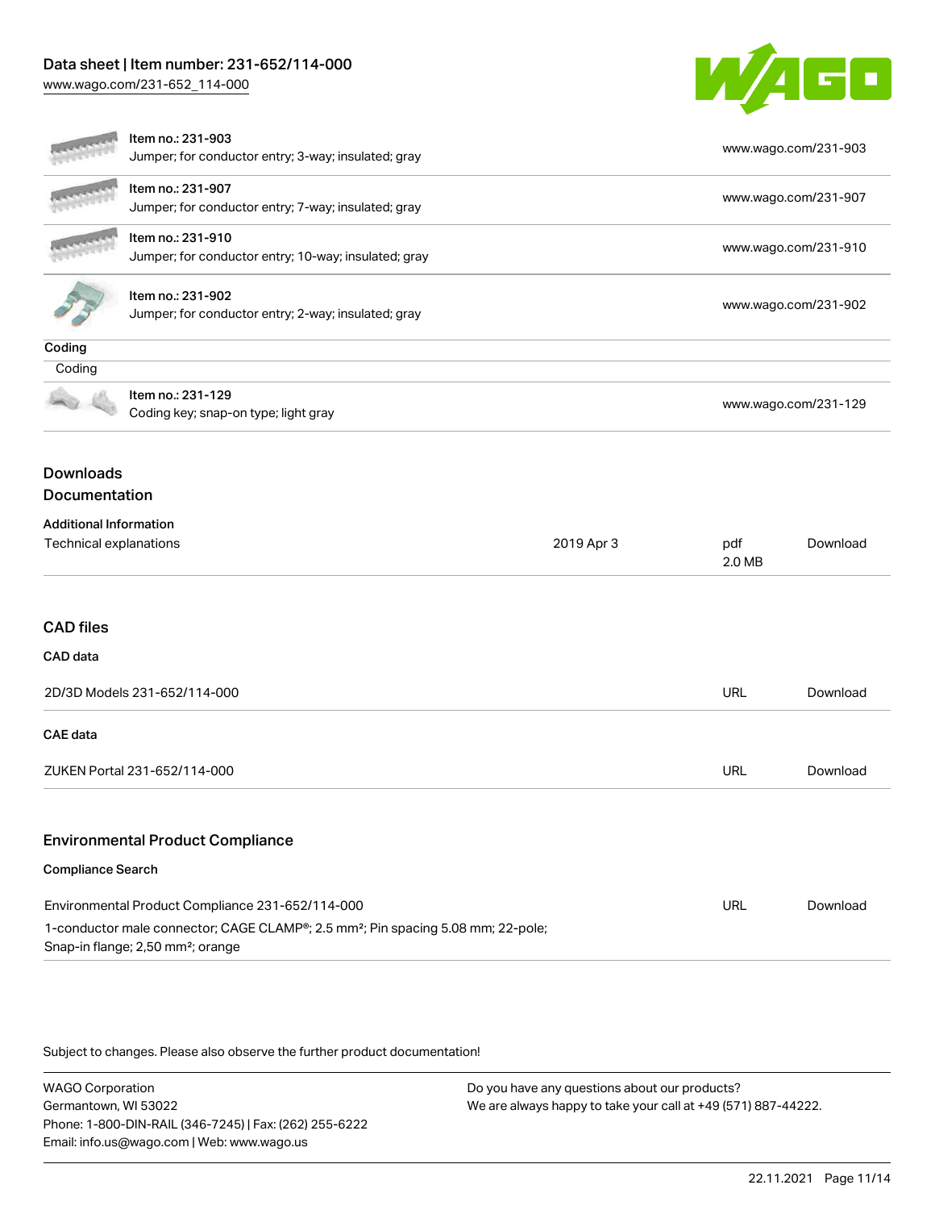| Item | Description | Link |
| --- | --- | --- |
| Item no.: 231-903 | Jumper; for conductor entry; 3-way; insulated; gray | www.wago.com/231-903 |
| Item no.: 231-907 | Jumper; for conductor entry; 7-way; insulated; gray | www.wago.com/231-907 |
| Item no.: 231-910 | Jumper; for conductor entry; 10-way; insulated; gray | www.wago.com/231-910 |
| Item no.: 231-902 | Jumper; for conductor entry; 2-way; insulated; gray | www.wago.com/231-902 |

**Coding**

Coding

| Item | Description | Link |
| --- | --- | --- |
| Item no.: 231-129 | Coding key; snap-on type; light gray | www.wago.com/231-129 |

## Downloads

## Documentation

**Additional Information**

| | | | |
| --- | --- | --- | --- |
| Technical explanations | 2019 Apr 3 | pdf 2.0 MB | Download |

## CAD files

**CAD data**

| | | |
| --- | --- | --- |
| 2D/3D Models 231-652/114-000 | URL | Download |

**CAE data**

| | | |
| --- | --- | --- |
| ZUKEN Portal 231-652/114-000 | URL | Download |

## Environmental Product Compliance

**Compliance Search**

| | | |
| --- | --- | --- |
| Environmental Product Compliance 231-652/114-000<br>1-conductor male connector; CAGE CLAMP®; 2.5 mm²; Pin spacing 5.08 mm; 22-pole; Snap-in flange; 2,50 mm²; orange | URL | Download |

Subject to changes. Please also observe the further product documentation!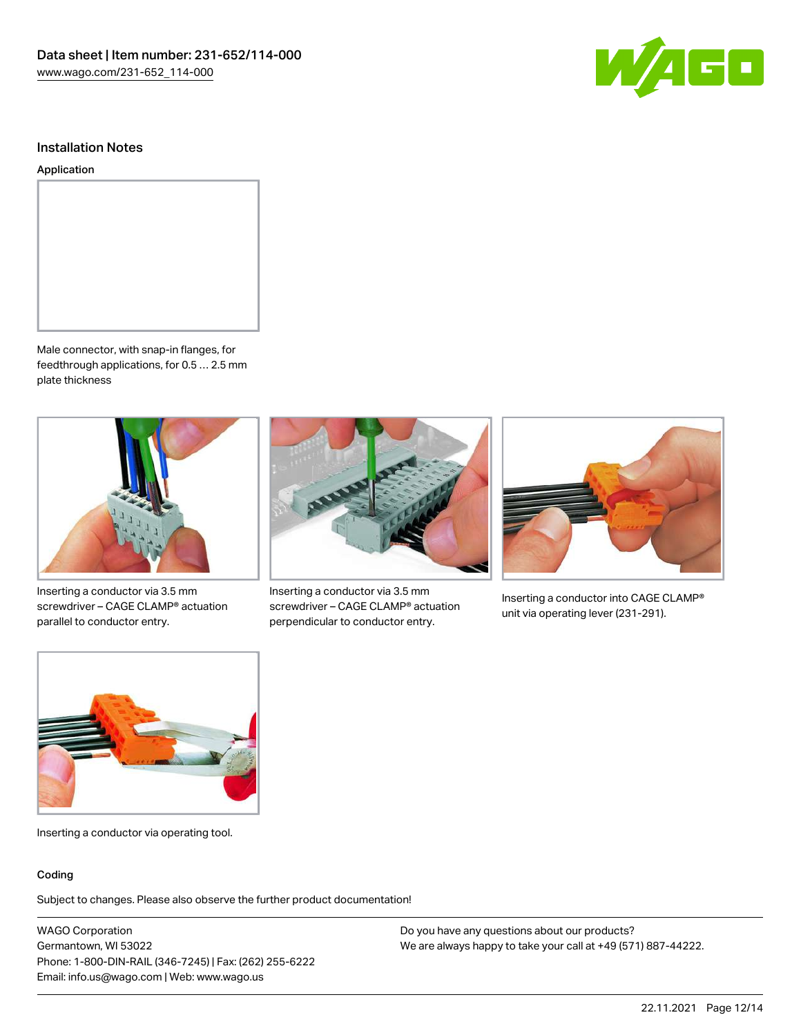## Installation Notes

### Application

Male connector, with snap-in flanges, for feedthrough applications, for 0.5 … 2.5 mm plate thickness

Inserting a conductor via 3.5 mm screwdriver – CAGE CLAMP® actuation parallel to conductor entry.

Inserting a conductor via 3.5 mm screwdriver – CAGE CLAMP® actuation perpendicular to conductor entry.

Inserting a conductor into CAGE CLAMP® unit via operating lever (231-291).

Inserting a conductor via operating tool.

### Coding

Subject to changes. Please also observe the further product documentation!

WAGO Corporation
Germantown, WI 53022
Phone: 1-800-DIN-RAIL (346-7245) | Fax: (262) 255-6222
Email: info.us@wago.com | Web: www.wago.us

Do you have any questions about our products?
We are always happy to take your call at +49 (571) 887-44222.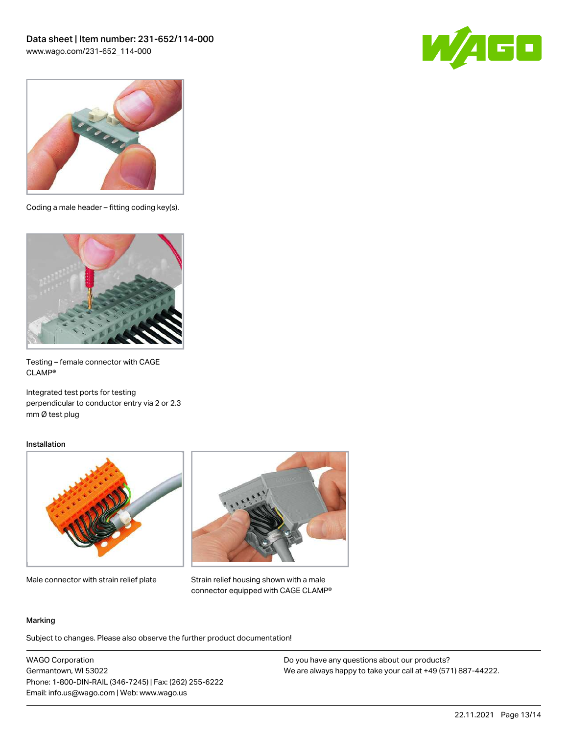Coding a male header – fitting coding key(s).

Testing – female connector with CAGE CLAMP®

Integrated test ports for testing perpendicular to conductor entry via 2 or 2.3 mm Ø test plug

## Installation

Male connector with strain relief plate

Strain relief housing shown with a male connector equipped with CAGE CLAMP®

## Marking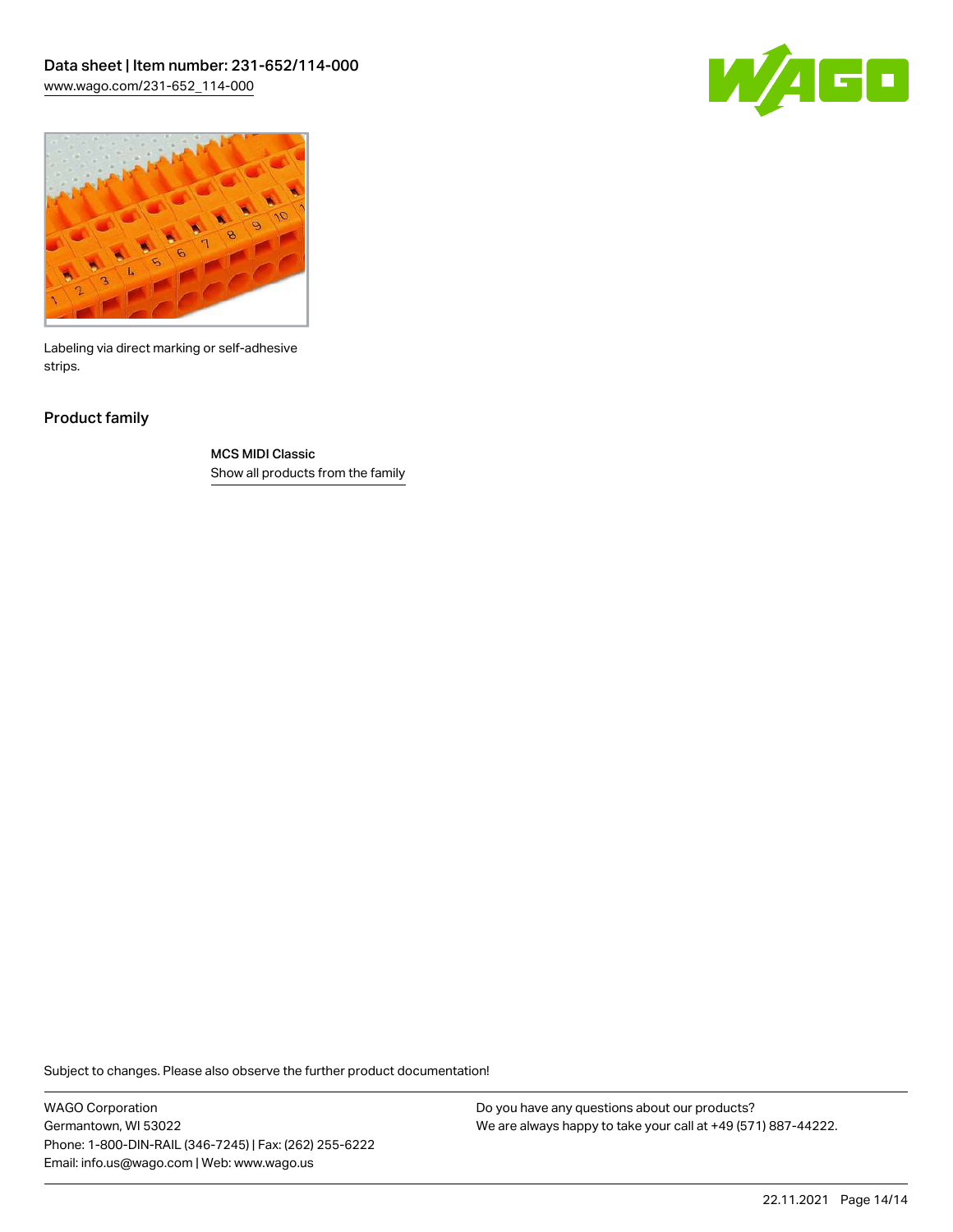Labeling via direct marking or self-adhesive strips.

## Product family

MCS MIDI Classic
Show all products from the family

Subject to changes. Please also observe the further product documentation!

WAGO Corporation
Germantown, WI 53022
Phone: 1-800-DIN-RAIL (346-7245) | Fax: (262) 255-6222
Email: info.us@wago.com | Web: www.wago.us

Do you have any questions about our products?
We are always happy to take your call at +49 (571) 887-44222.